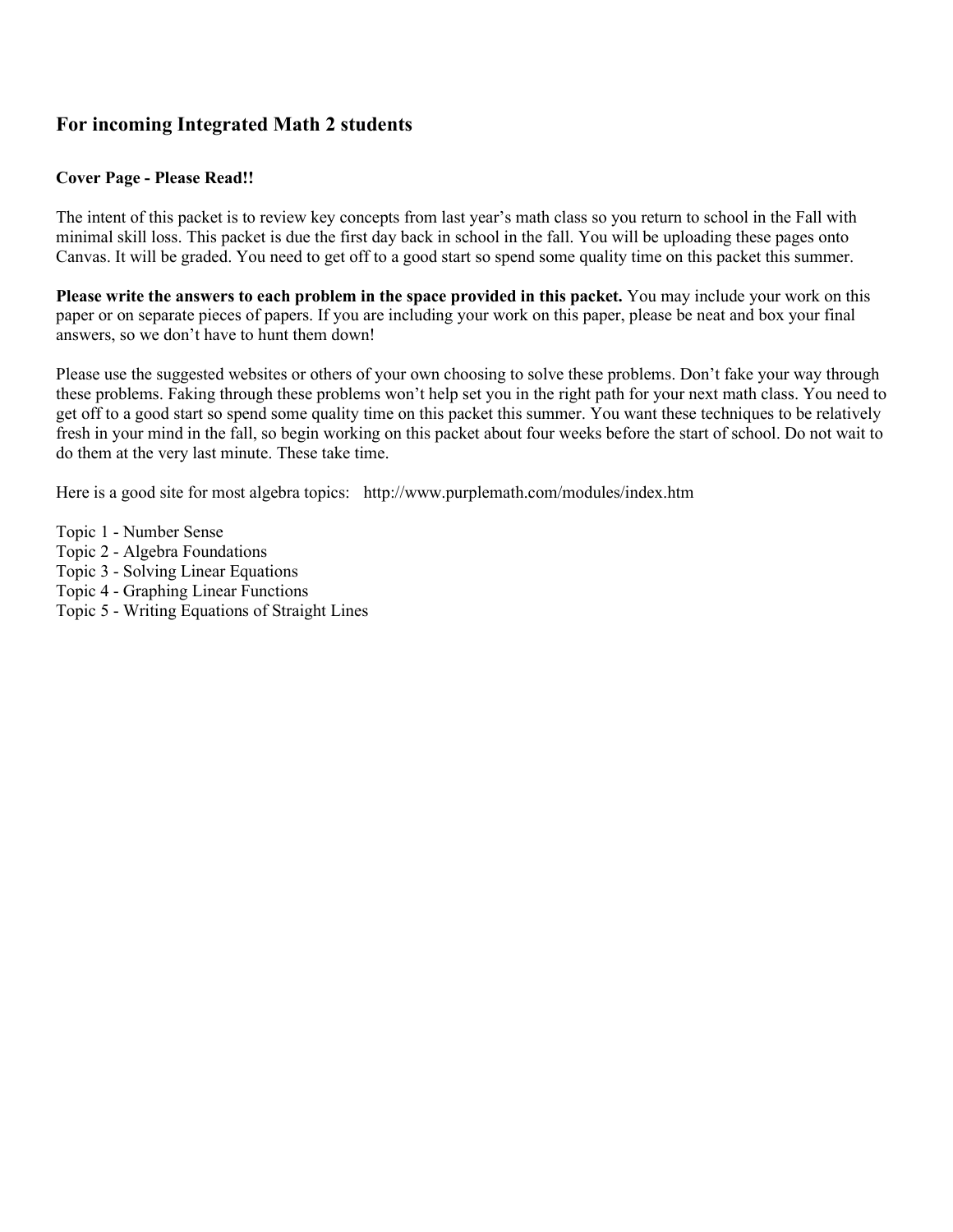## For incoming Integrated Math 2 students

**Cover Page - Please Read!!**

The intent of this packet is to review key concepts from last year's math class so you return to school in the Fall with minimal skill loss. This packet is due the first day back in school in the fall. You will be uploading these pages onto Canvas. It will be graded. You need to get off to a good start so spend some quality time on this packet this summer.

**Please write the answers to each problem in the space provided in this packet.** You may include your work on this paper or on separate pieces of papers. If you are including your work on this paper, please be neat and box your final answers, so we don't have to hunt them down!

Please use the suggested websites or others of your own choosing to solve these problems. Don't fake your way through these problems. Faking through these problems won't help set you in the right path for your next math class. You need to get off to a good start so spend some quality time on this packet this summer. You want these techniques to be relatively fresh in your mind in the fall, so begin working on this packet about four weeks before the start of school. Do not wait to do them at the very last minute. These take time.

Here is a good site for most algebra topics: http://www.purplemath.com/modules/index.htm

Topic 1 - Number Sense
Topic 2 - Algebra Foundations
Topic 3 - Solving Linear Equations
Topic 4 - Graphing Linear Functions
Topic 5 - Writing Equations of Straight Lines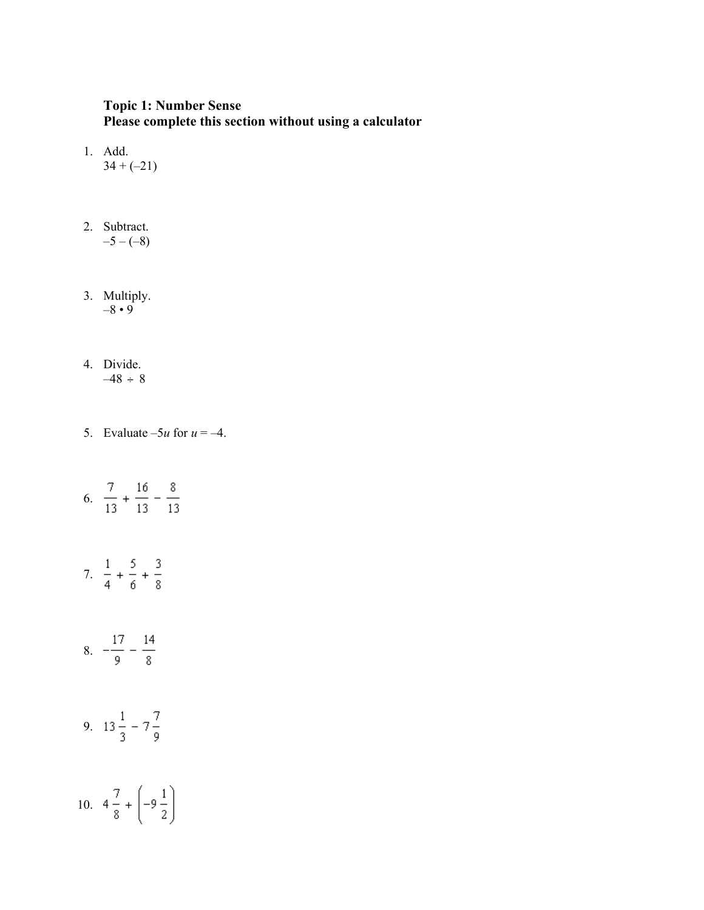**Topic 1: Number Sense**
**Please complete this section without using a calculator**

1. Add.
   $34 + (-21)$

2. Subtract.
   $-5 - (-8)$

3. Multiply.
   $-8 \cdot 9$

4. Divide.
   $-48 \div 8$

5. Evaluate $-5u$ for $u = -4$.

6. $\frac{7}{13} + \frac{16}{13} - \frac{8}{13}$

7. $\frac{1}{4} + \frac{5}{6} + \frac{3}{8}$

8. $-\frac{17}{9} - \frac{14}{8}$

9. $13\frac{1}{3} - 7\frac{7}{9}$

10. $4\frac{7}{8} + \left(-9\frac{1}{2}\right)$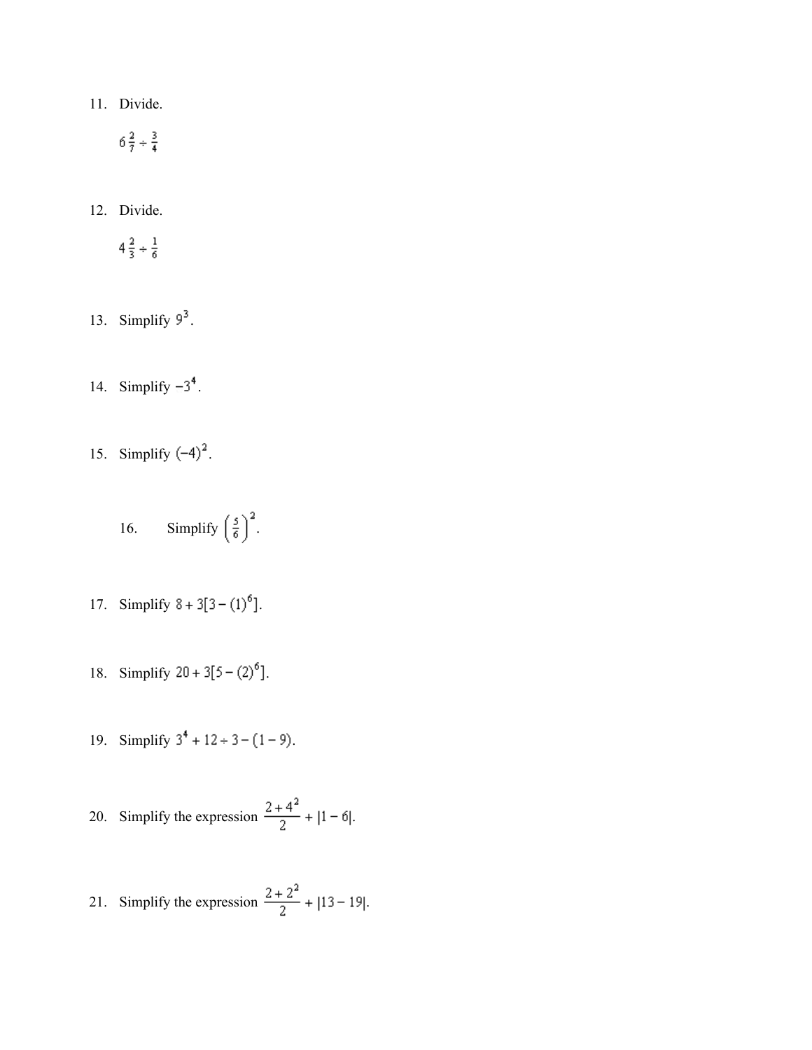11. Divide.

    $6\frac{2}{7} \div \frac{3}{4}$

12. Divide.

    $4\frac{2}{3} \div \frac{1}{6}$

13. Simplify $9^3$.

14. Simplify $-3^4$.

15. Simplify $(-4)^2$.

16. Simplify $\left(\frac{5}{6}\right)^2$.

17. Simplify $8 + 3[3 - (1)^6]$.

18. Simplify $20 + 3[5 - (2)^6]$.

19. Simplify $3^4 + 12 \div 3 - (1 - 9)$.

20. Simplify the expression $\dfrac{2 + 4^2}{2} + |1 - 6|$.

21. Simplify the expression $\dfrac{2 + 2^2}{2} + |13 - 19|$.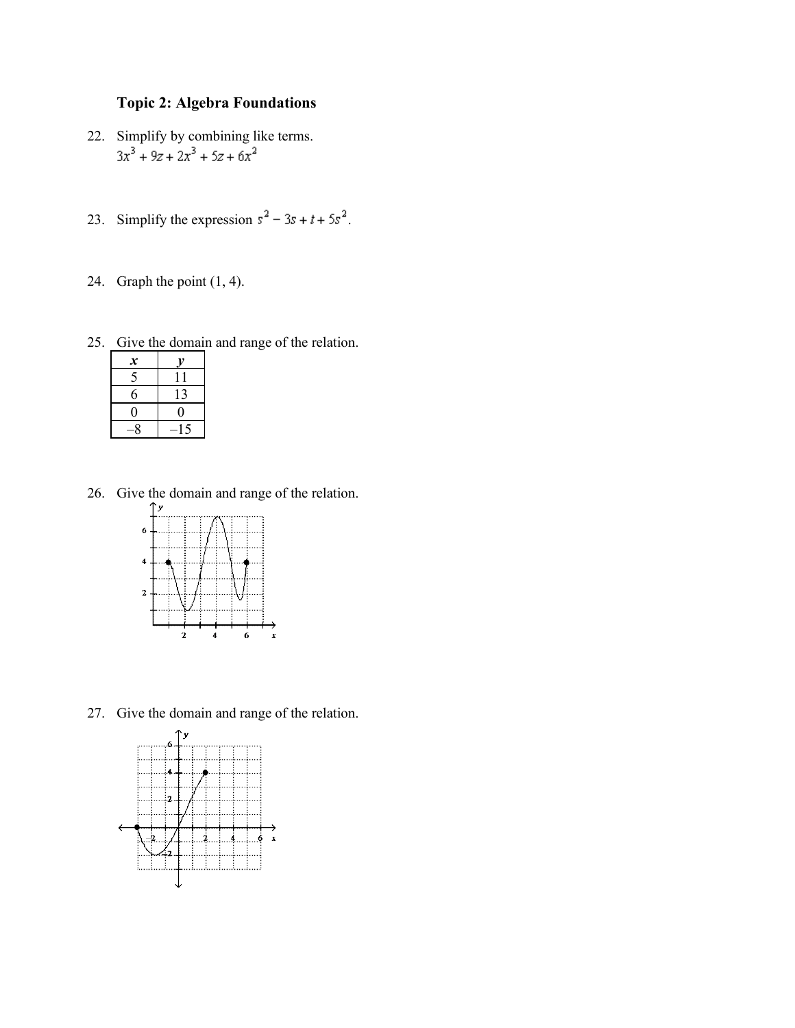### Topic 2: Algebra Foundations

22. Simplify by combining like terms.
$3x^3 + 9z + 2x^3 + 5z + 6x^2$

23. Simplify the expression $s^2 - 3s + t + 5s^2$.

24. Graph the point (1, 4).

25. Give the domain and range of the relation.

| *x* | *y* |
|---|---|
| 5 | 11 |
| 6 | 13 |
| 0 | 0 |
| –8 | –15 |

26. Give the domain and range of the relation.

27. Give the domain and range of the relation.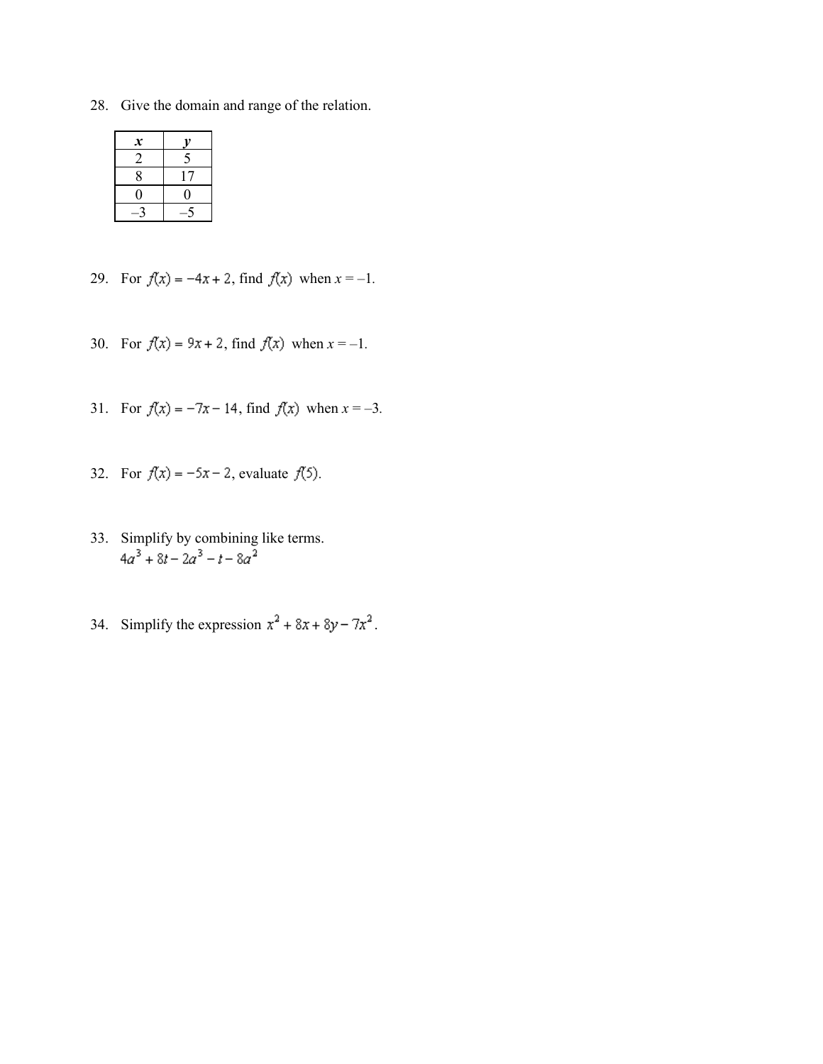28. Give the domain and range of the relation.

| $x$ | $y$ |
|---|---|
| 2 | 5 |
| 8 | 17 |
| 0 | 0 |
| –3 | –5 |

29. For $f(x) = -4x + 2$, find $f(x)$ when $x = -1$.

30. For $f(x) = 9x + 2$, find $f(x)$ when $x = -1$.

31. For $f(x) = -7x - 14$, find $f(x)$ when $x = -3$.

32. For $f(x) = -5x - 2$, evaluate $f(5)$.

33. Simplify by combining like terms.
$4a^3 + 8t - 2a^3 - t - 8a^2$

34. Simplify the expression $x^2 + 8x + 8y - 7x^2$.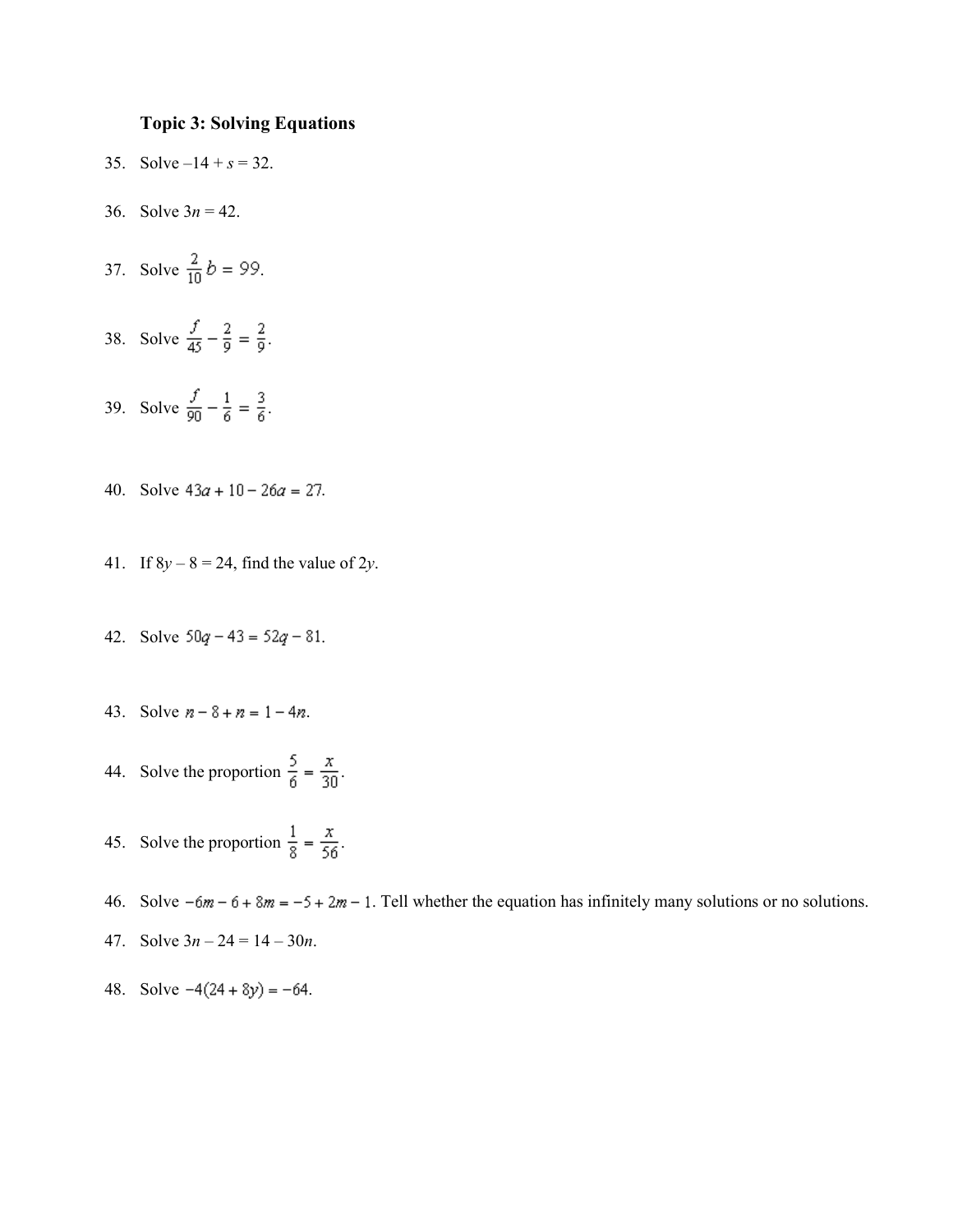### Topic 3: Solving Equations

35. Solve $-14 + s = 32$.

36. Solve $3n = 42$.

37. Solve $\frac{2}{10}b = 99$.

38. Solve $\frac{f}{45} - \frac{2}{9} = \frac{2}{9}$.

39. Solve $\frac{f}{90} - \frac{1}{6} = \frac{3}{6}$.

40. Solve $43a + 10 - 26a = 27$.

41. If $8y - 8 = 24$, find the value of $2y$.

42. Solve $50q - 43 = 52q - 81$.

43. Solve $n - 8 + n = 1 - 4n$.

44. Solve the proportion $\frac{5}{6} = \frac{x}{30}$.

45. Solve the proportion $\frac{1}{8} = \frac{x}{56}$.

46. Solve $-6m - 6 + 8m = -5 + 2m - 1$. Tell whether the equation has infinitely many solutions or no solutions.

47. Solve $3n - 24 = 14 - 30n$.

48. Solve $-4(24 + 8y) = -64$.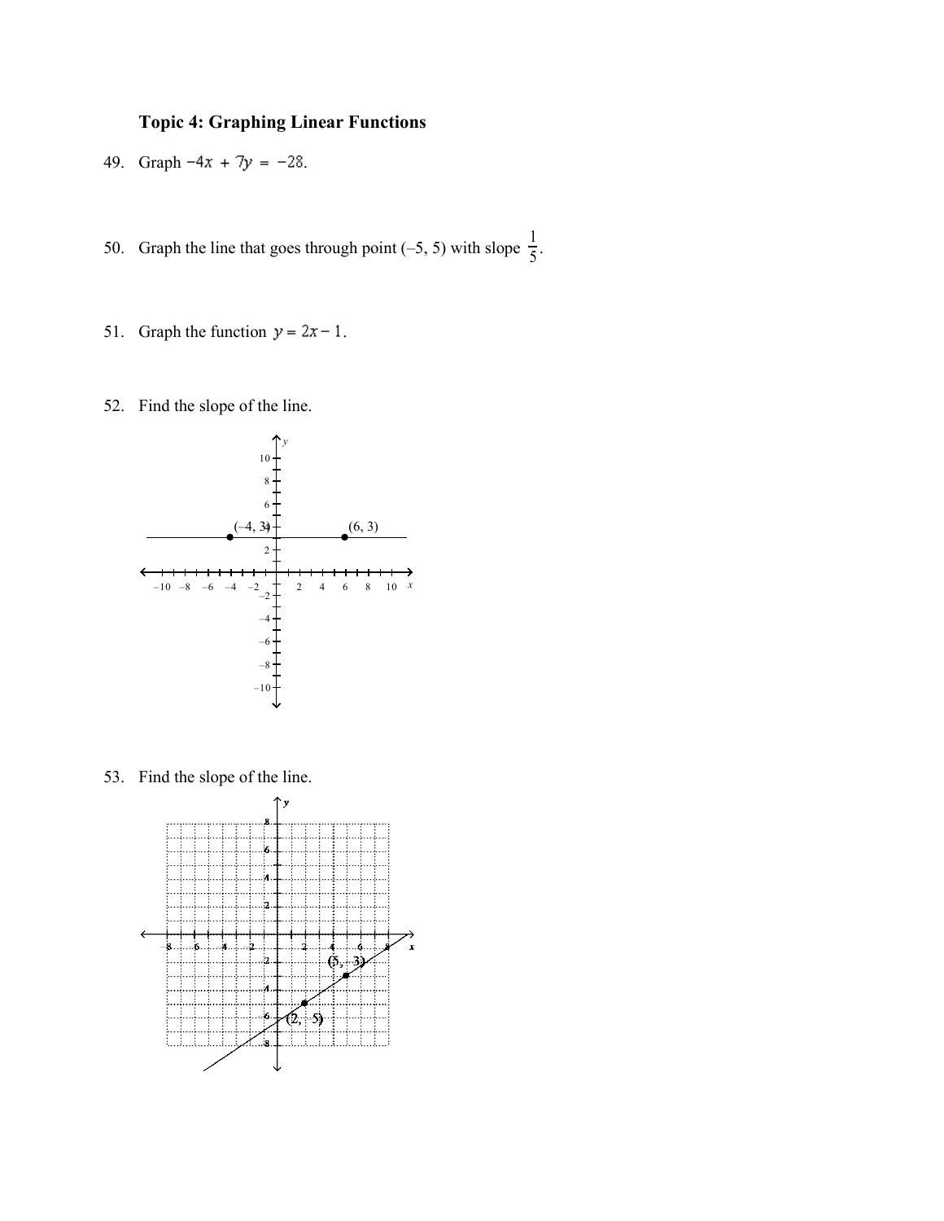**Topic 4: Graphing Linear Functions**

49. Graph $-4x + 7y = -28$.

50. Graph the line that goes through point (–5, 5) with slope $\frac{1}{5}$.

51. Graph the function $y = 2x - 1$.

52. Find the slope of the line.

53. Find the slope of the line.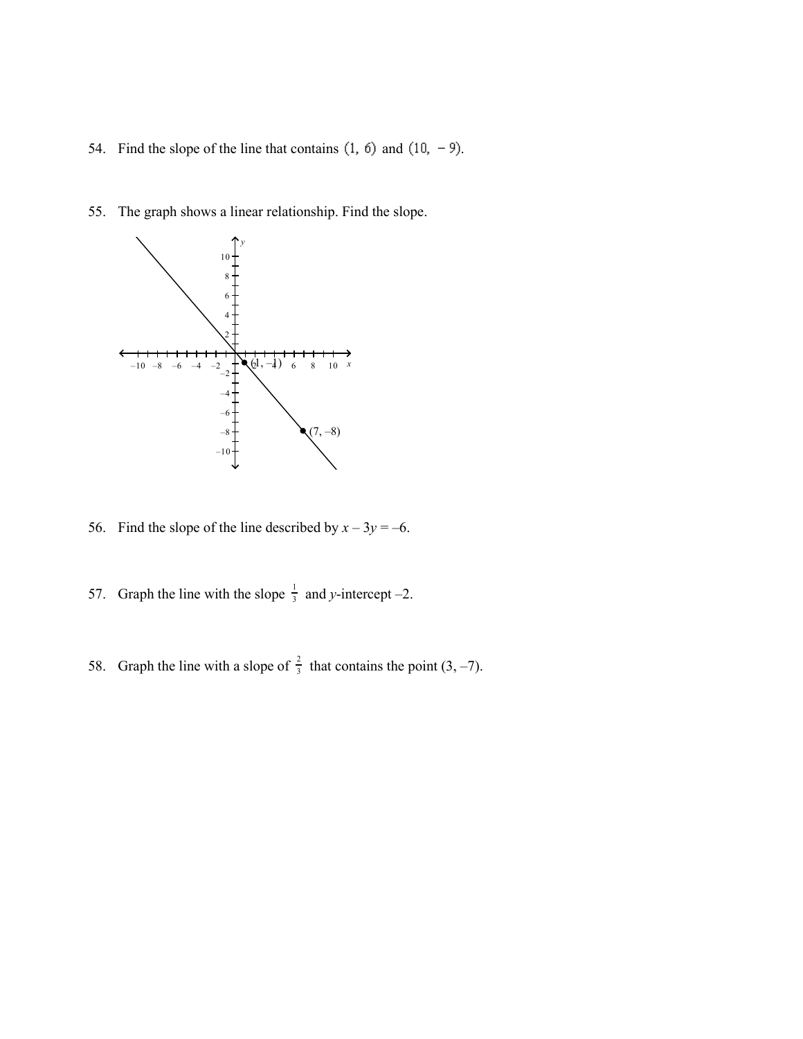54. Find the slope of the line that contains $(1, 6)$ and $(10, -9)$.

55. The graph shows a linear relationship. Find the slope.

(1, –1)

(7, –8)

56. Find the slope of the line described by $x - 3y = -6$.

57. Graph the line with the slope $\frac{1}{3}$ and $y$-intercept $-2$.

58. Graph the line with a slope of $\frac{2}{3}$ that contains the point $(3, -7)$.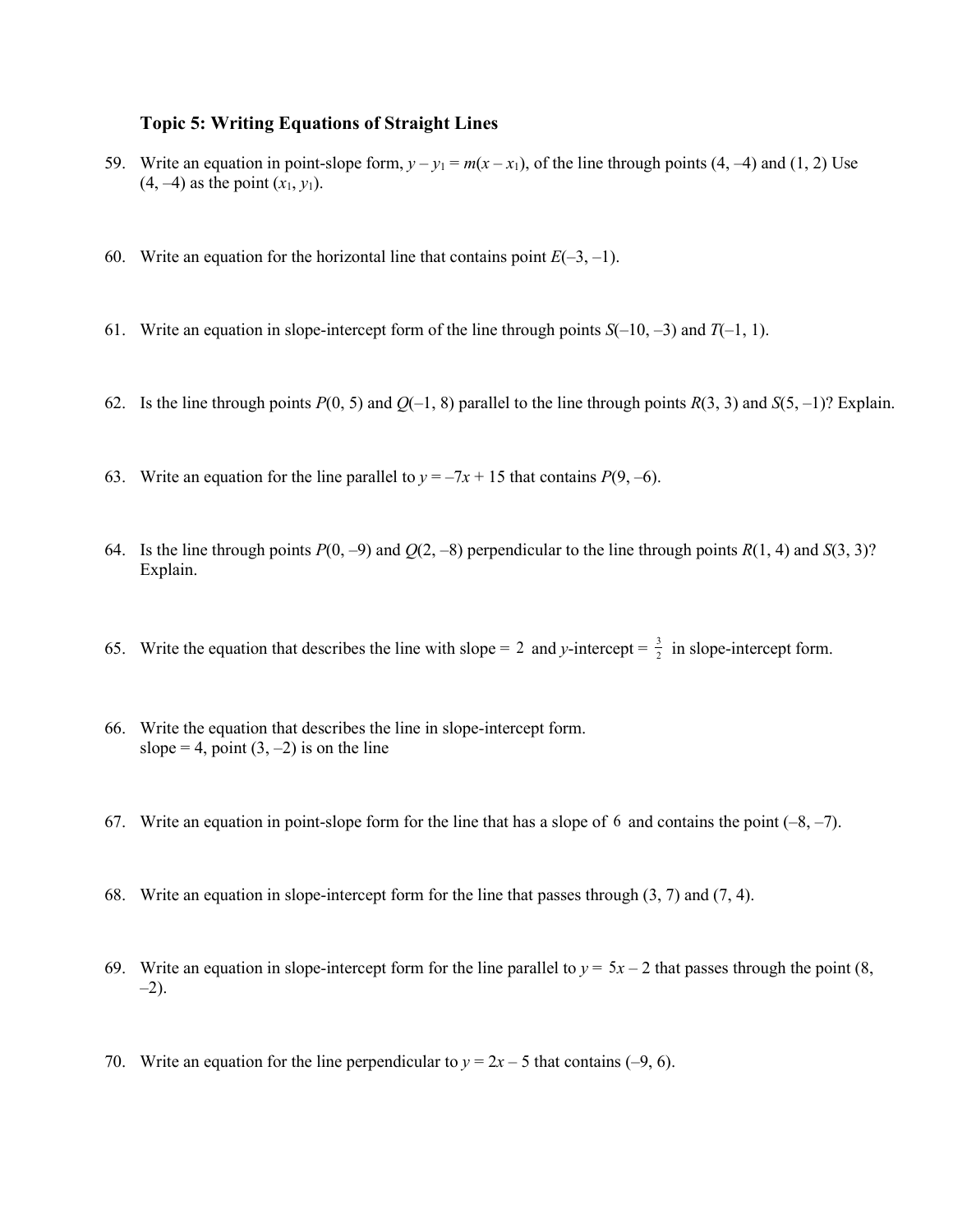### Topic 5: Writing Equations of Straight Lines

59. Write an equation in point-slope form, $y - y_1 = m(x - x_1)$, of the line through points (4, –4) and (1, 2) Use (4, –4) as the point $(x_1, y_1)$.

60. Write an equation for the horizontal line that contains point $E(-3, -1)$.

61. Write an equation in slope-intercept form of the line through points $S(-10, -3)$ and $T(-1, 1)$.

62. Is the line through points $P(0, 5)$ and $Q(-1, 8)$ parallel to the line through points $R(3, 3)$ and $S(5, -1)$? Explain.

63. Write an equation for the line parallel to $y = -7x + 15$ that contains $P(9, -6)$.

64. Is the line through points $P(0, -9)$ and $Q(2, -8)$ perpendicular to the line through points $R(1, 4)$ and $S(3, 3)$? Explain.

65. Write the equation that describes the line with slope = 2 and $y$-intercept = $\frac{3}{2}$ in slope-intercept form.

66. Write the equation that describes the line in slope-intercept form.
slope = 4, point (3, –2) is on the line

67. Write an equation in point-slope form for the line that has a slope of 6 and contains the point (–8, –7).

68. Write an equation in slope-intercept form for the line that passes through (3, 7) and (7, 4).

69. Write an equation in slope-intercept form for the line parallel to $y = 5x - 2$ that passes through the point (8, –2).

70. Write an equation for the line perpendicular to $y = 2x - 5$ that contains (–9, 6).